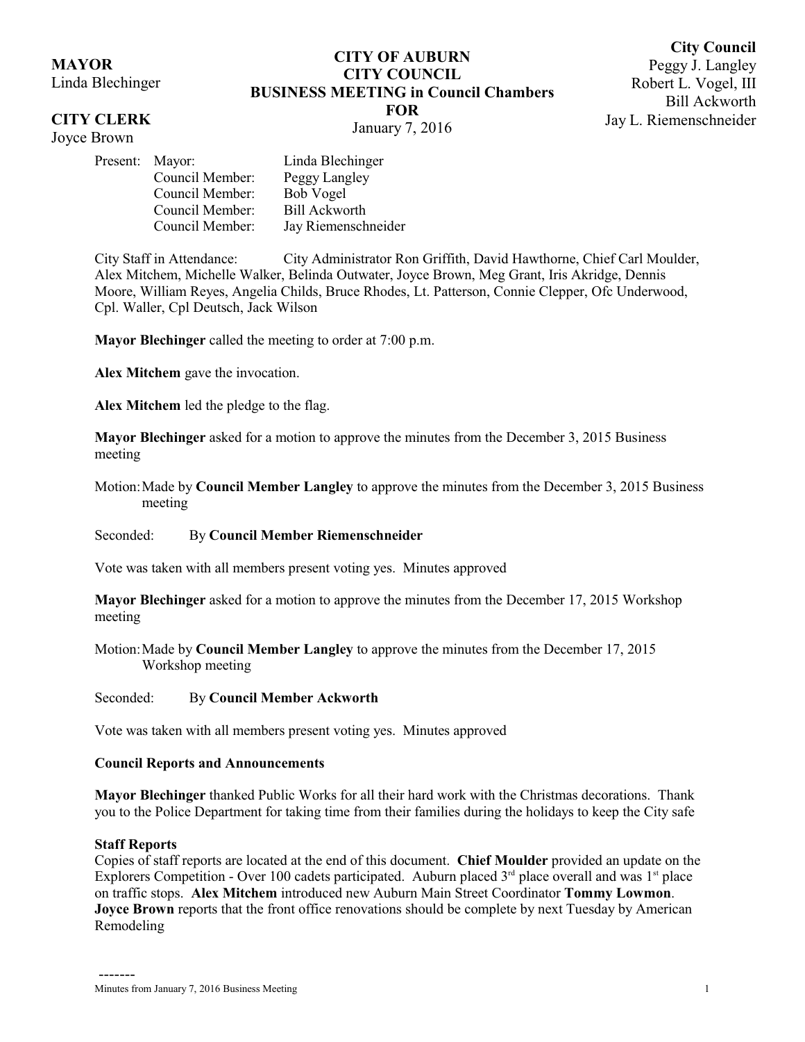**MAYOR**
Linda Blechinger

**CITY CLERK**
Joyce Brown

# CITY OF AUBURN
# CITY COUNCIL
## BUSINESS MEETING in Council Chambers
## FOR
January 7, 2016

**City Council**
Peggy J. Langley
Robert L. Vogel, III
Bill Ackworth
Jay L. Riemenschneider

| Present: | | |
|---|---|---|
| | Mayor: | Linda Blechinger |
| | Council Member: | Peggy Langley |
| | Council Member: | Bob Vogel |
| | Council Member: | Bill Ackworth |
| | Council Member: | Jay Riemenschneider |

City Staff in Attendance: City Administrator Ron Griffith, David Hawthorne, Chief Carl Moulder, Alex Mitchem, Michelle Walker, Belinda Outwater, Joyce Brown, Meg Grant, Iris Akridge, Dennis Moore, William Reyes, Angelia Childs, Bruce Rhodes, Lt. Patterson, Connie Clepper, Ofc Underwood, Cpl. Waller, Cpl Deutsch, Jack Wilson

**Mayor Blechinger** called the meeting to order at 7:00 p.m.

**Alex Mitchem** gave the invocation.

**Alex Mitchem** led the pledge to the flag.

**Mayor Blechinger** asked for a motion to approve the minutes from the December 3, 2015 Business meeting

Motion: Made by **Council Member Langley** to approve the minutes from the December 3, 2015 Business meeting

Seconded: By **Council Member Riemenschneider**

Vote was taken with all members present voting yes. Minutes approved

**Mayor Blechinger** asked for a motion to approve the minutes from the December 17, 2015 Workshop meeting

Motion: Made by **Council Member Langley** to approve the minutes from the December 17, 2015 Workshop meeting

Seconded: By **Council Member Ackworth**

Vote was taken with all members present voting yes. Minutes approved

**Council Reports and Announcements**

**Mayor Blechinger** thanked Public Works for all their hard work with the Christmas decorations. Thank you to the Police Department for taking time from their families during the holidays to keep the City safe

**Staff Reports**

Copies of staff reports are located at the end of this document. **Chief Moulder** provided an update on the Explorers Competition - Over 100 cadets participated. Auburn placed 3rd place overall and was 1st place on traffic stops. **Alex Mitchem** introduced new Auburn Main Street Coordinator **Tommy Lowmon**. **Joyce Brown** reports that the front office renovations should be complete by next Tuesday by American Remodeling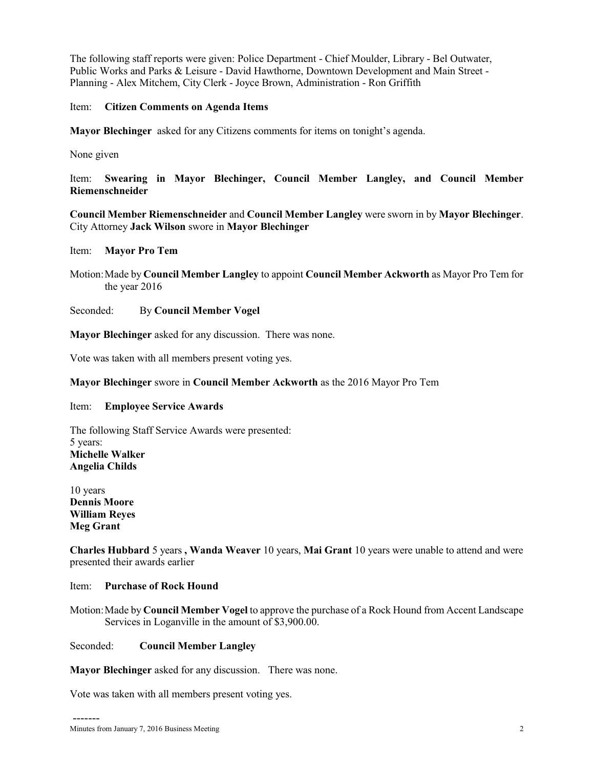The following staff reports were given: Police Department - Chief Moulder, Library - Bel Outwater, Public Works and Parks & Leisure - David Hawthorne, Downtown Development and Main Street - Planning - Alex Mitchem, City Clerk - Joyce Brown, Administration - Ron Griffith

Item: **Citizen Comments on Agenda Items**

**Mayor Blechinger** asked for any Citizens comments for items on tonight's agenda.

None given

Item: **Swearing in Mayor Blechinger, Council Member Langley, and Council Member Riemenschneider**

**Council Member Riemenschneider** and **Council Member Langley** were sworn in by **Mayor Blechinger**. City Attorney **Jack Wilson** swore in **Mayor Blechinger**

Item: **Mayor Pro Tem**

Motion: Made by **Council Member Langley** to appoint **Council Member Ackworth** as Mayor Pro Tem for the year 2016

Seconded: By **Council Member Vogel**

**Mayor Blechinger** asked for any discussion. There was none.

Vote was taken with all members present voting yes.

**Mayor Blechinger** swore in **Council Member Ackworth** as the 2016 Mayor Pro Tem

Item: **Employee Service Awards**

The following Staff Service Awards were presented:
5 years:
**Michelle Walker**
**Angelia Childs**

10 years
**Dennis Moore**
**William Reyes**
**Meg Grant**

**Charles Hubbard** 5 years **, Wanda Weaver** 10 years, **Mai Grant** 10 years were unable to attend and were presented their awards earlier

Item: **Purchase of Rock Hound**

Motion: Made by **Council Member Vogel** to approve the purchase of a Rock Hound from Accent Landscape Services in Loganville in the amount of $3,900.00.

Seconded: **Council Member Langley**

**Mayor Blechinger** asked for any discussion. There was none.

Vote was taken with all members present voting yes.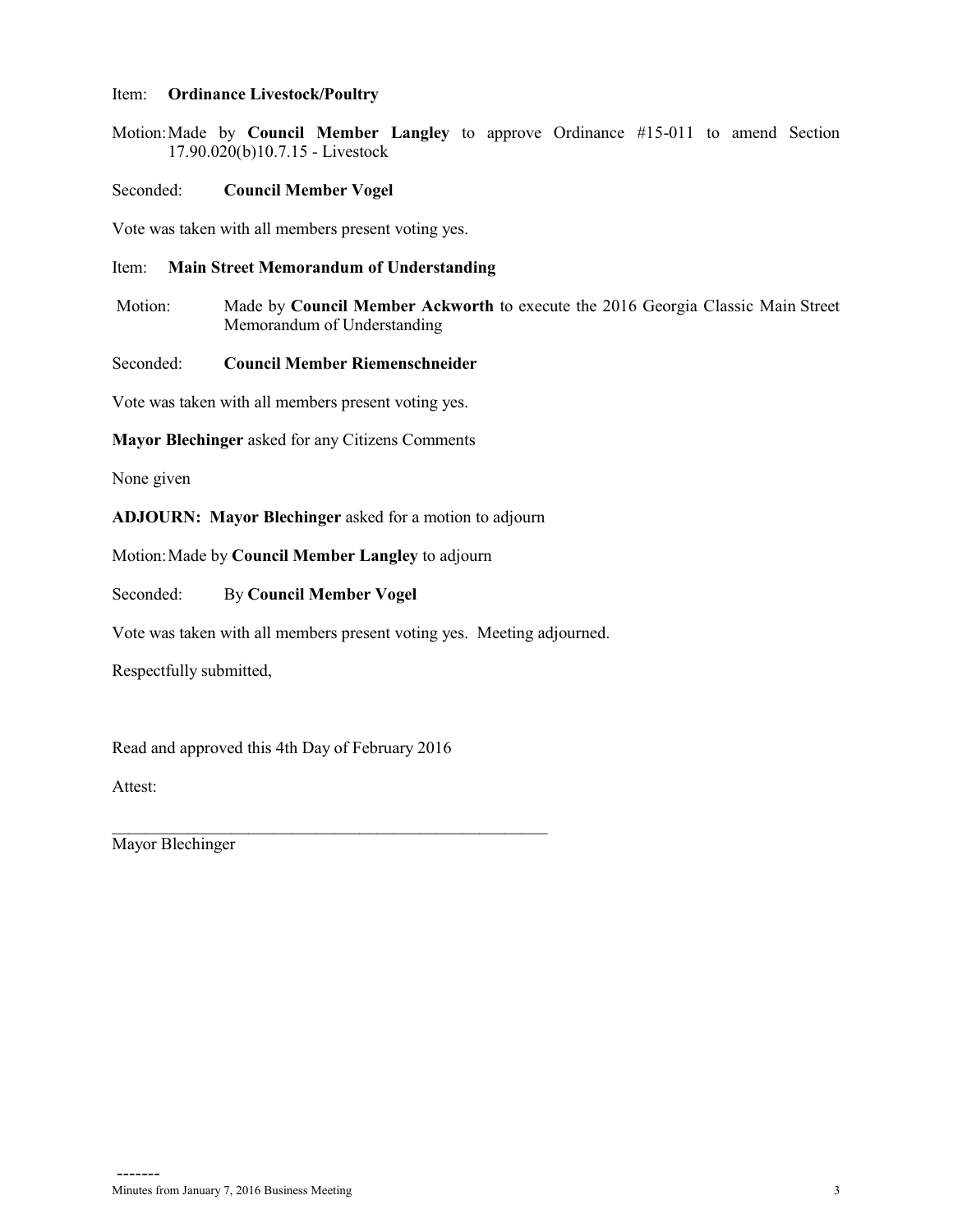Item: **Ordinance Livestock/Poultry**

Motion: Made by **Council Member Langley** to approve Ordinance #15-011 to amend Section 17.90.020(b)10.7.15 - Livestock

Seconded: **Council Member Vogel**

Vote was taken with all members present voting yes.

Item: **Main Street Memorandum of Understanding**

Motion: Made by **Council Member Ackworth** to execute the 2016 Georgia Classic Main Street Memorandum of Understanding

Seconded: **Council Member Riemenschneider**

Vote was taken with all members present voting yes.

**Mayor Blechinger** asked for any Citizens Comments

None given

**ADJOURN: Mayor Blechinger** asked for a motion to adjourn

Motion: Made by **Council Member Langley** to adjourn

Seconded: By **Council Member Vogel**

Vote was taken with all members present voting yes. Meeting adjourned.

Respectfully submitted,

Read and approved this 4th Day of February 2016

Attest:

\_\_\_\_\_\_\_\_\_\_\_\_\_\_\_\_\_\_\_\_\_\_\_\_\_\_\_\_\_\_\_\_\_\_\_\_\_\_\_\_\_\_\_\_\_\_\_\_

Mayor Blechinger